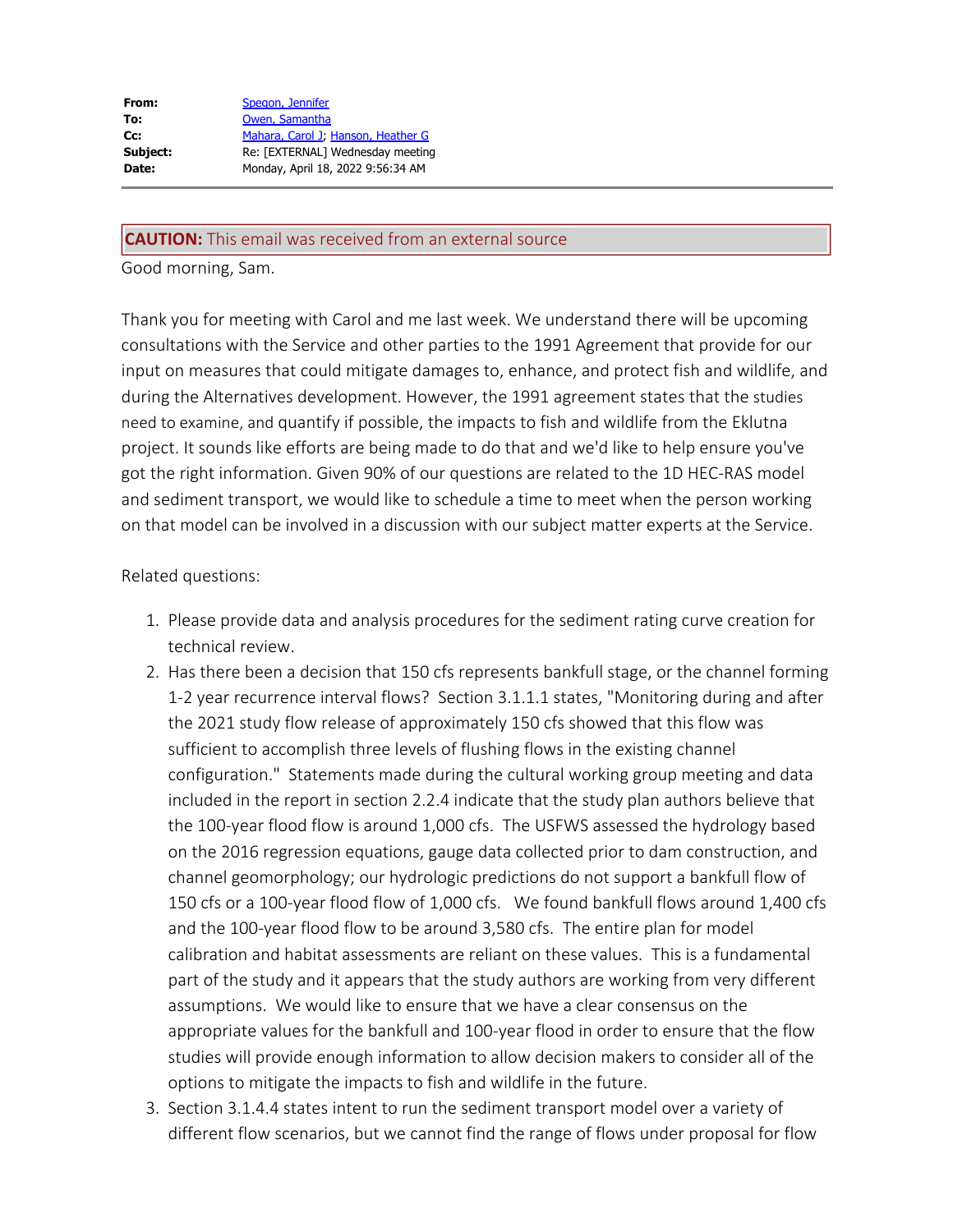| | |
|---|---|
| **From:** | Spegon, Jennifer |
| **To:** | Owen, Samantha |
| **Cc:** | Mahara, Carol J; Hanson, Heather G |
| **Subject:** | Re: [EXTERNAL] Wednesday meeting |
| **Date:** | Monday, April 18, 2022 9:56:34 AM |

---

**CAUTION:** This email was received from an external source

Good morning, Sam.

Thank you for meeting with Carol and me last week. We understand there will be upcoming consultations with the Service and other parties to the 1991 Agreement that provide for our input on measures that could mitigate damages to, enhance, and protect fish and wildlife, and during the Alternatives development. However, the 1991 agreement states that the studies need to examine, and quantify if possible, the impacts to fish and wildlife from the Eklutna project. It sounds like efforts are being made to do that and we'd like to help ensure you've got the right information. Given 90% of our questions are related to the 1D HEC-RAS model and sediment transport, we would like to schedule a time to meet when the person working on that model can be involved in a discussion with our subject matter experts at the Service.

Related questions:

1. Please provide data and analysis procedures for the sediment rating curve creation for technical review.
2. Has there been a decision that 150 cfs represents bankfull stage, or the channel forming 1-2 year recurrence interval flows? Section 3.1.1.1 states, "Monitoring during and after the 2021 study flow release of approximately 150 cfs showed that this flow was sufficient to accomplish three levels of flushing flows in the existing channel configuration." Statements made during the cultural working group meeting and data included in the report in section 2.2.4 indicate that the study plan authors believe that the 100-year flood flow is around 1,000 cfs. The USFWS assessed the hydrology based on the 2016 regression equations, gauge data collected prior to dam construction, and channel geomorphology; our hydrologic predictions do not support a bankfull flow of 150 cfs or a 100-year flood flow of 1,000 cfs. We found bankfull flows around 1,400 cfs and the 100-year flood flow to be around 3,580 cfs. The entire plan for model calibration and habitat assessments are reliant on these values. This is a fundamental part of the study and it appears that the study authors are working from very different assumptions. We would like to ensure that we have a clear consensus on the appropriate values for the bankfull and 100-year flood in order to ensure that the flow studies will provide enough information to allow decision makers to consider all of the options to mitigate the impacts to fish and wildlife in the future.
3. Section 3.1.4.4 states intent to run the sediment transport model over a variety of different flow scenarios, but we cannot find the range of flows under proposal for flow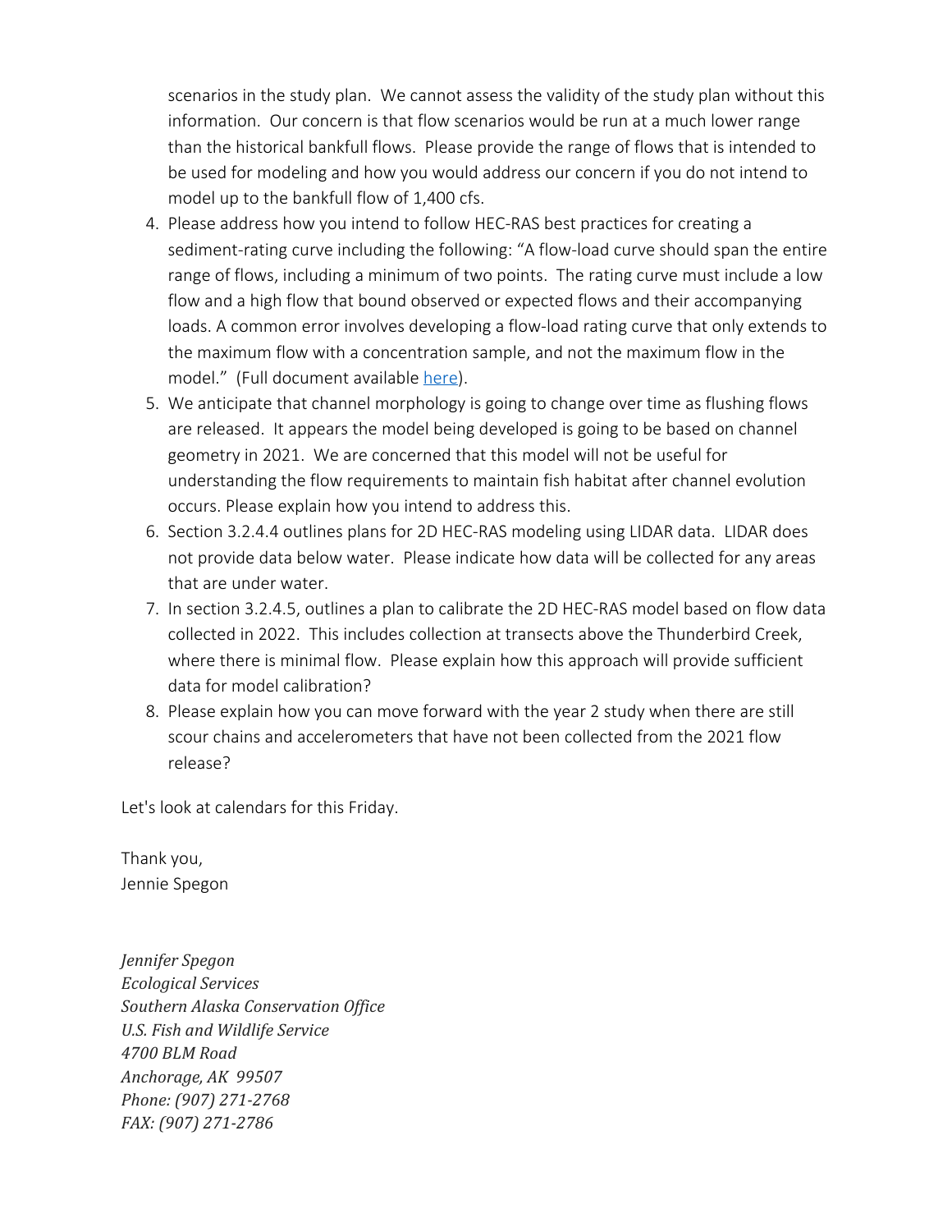scenarios in the study plan. We cannot assess the validity of the study plan without this information. Our concern is that flow scenarios would be run at a much lower range than the historical bankfull flows. Please provide the range of flows that is intended to be used for modeling and how you would address our concern if you do not intend to model up to the bankfull flow of 1,400 cfs.

4. Please address how you intend to follow HEC-RAS best practices for creating a sediment-rating curve including the following: "A flow-load curve should span the entire range of flows, including a minimum of two points. The rating curve must include a low flow and a high flow that bound observed or expected flows and their accompanying loads. A common error involves developing a flow-load rating curve that only extends to the maximum flow with a concentration sample, and not the maximum flow in the model." (Full document available here).
5. We anticipate that channel morphology is going to change over time as flushing flows are released. It appears the model being developed is going to be based on channel geometry in 2021. We are concerned that this model will not be useful for understanding the flow requirements to maintain fish habitat after channel evolution occurs. Please explain how you intend to address this.
6. Section 3.2.4.4 outlines plans for 2D HEC-RAS modeling using LIDAR data. LIDAR does not provide data below water. Please indicate how data will be collected for any areas that are under water.
7. In section 3.2.4.5, outlines a plan to calibrate the 2D HEC-RAS model based on flow data collected in 2022. This includes collection at transects above the Thunderbird Creek, where there is minimal flow. Please explain how this approach will provide sufficient data for model calibration?
8. Please explain how you can move forward with the year 2 study when there are still scour chains and accelerometers that have not been collected from the 2021 flow release?

Let's look at calendars for this Friday.

Thank you,
Jennie Spegon

*Jennifer Spegon*
*Ecological Services*
*Southern Alaska Conservation Office*
*U.S. Fish and Wildlife Service*
*4700 BLM Road*
*Anchorage, AK 99507*
*Phone: (907) 271-2768*
*FAX: (907) 271-2786*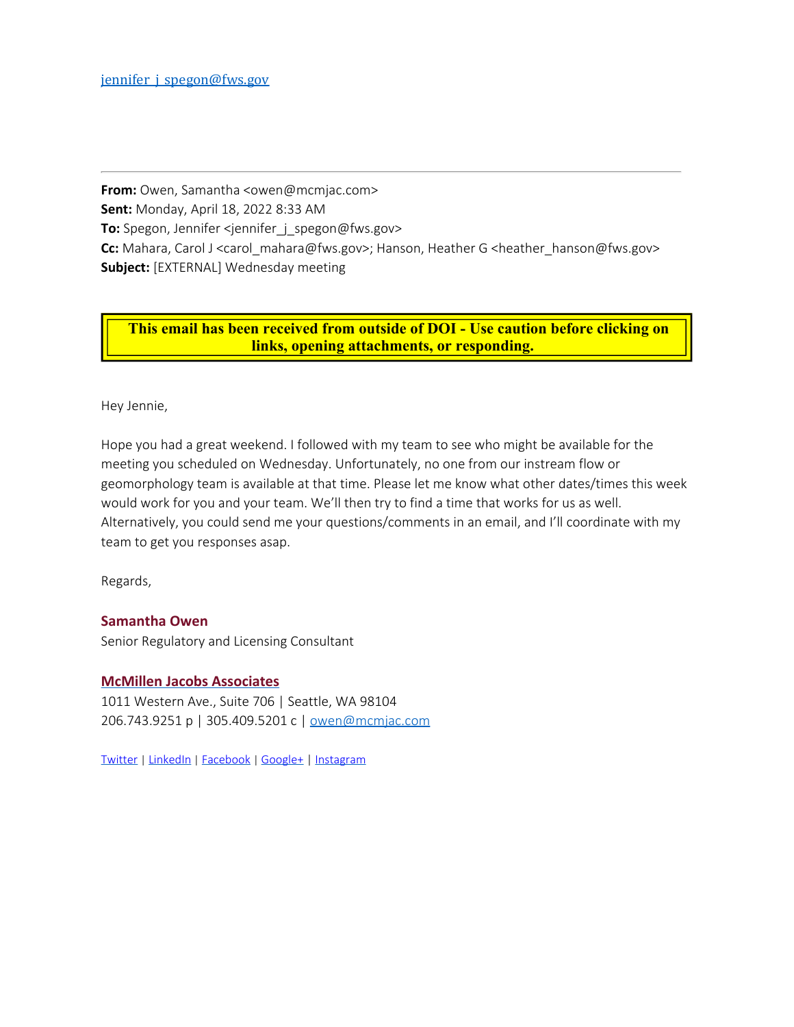[jennifer_j_spegon@fws.gov](mailto:jennifer_j_spegon@fws.gov)

---

**From:** Owen, Samantha <owen@mcmjac.com>
**Sent:** Monday, April 18, 2022 8:33 AM
**To:** Spegon, Jennifer <jennifer_j_spegon@fws.gov>
**Cc:** Mahara, Carol J <carol_mahara@fws.gov>; Hanson, Heather G <heather_hanson@fws.gov>
**Subject:** [EXTERNAL] Wednesday meeting

**This email has been received from outside of DOI - Use caution before clicking on links, opening attachments, or responding.**

Hey Jennie,

Hope you had a great weekend. I followed with my team to see who might be available for the meeting you scheduled on Wednesday. Unfortunately, no one from our instream flow or geomorphology team is available at that time. Please let me know what other dates/times this week would work for you and your team. We'll then try to find a time that works for us as well. Alternatively, you could send me your questions/comments in an email, and I'll coordinate with my team to get you responses asap.

Regards,

**Samantha Owen**
Senior Regulatory and Licensing Consultant

**McMillen Jacobs Associates**
1011 Western Ave., Suite 706 | Seattle, WA 98104
206.743.9251 p | 305.409.5201 c | [owen@mcmjac.com](mailto:owen@mcmjac.com)

Twitter | LinkedIn | Facebook | Google+ | Instagram